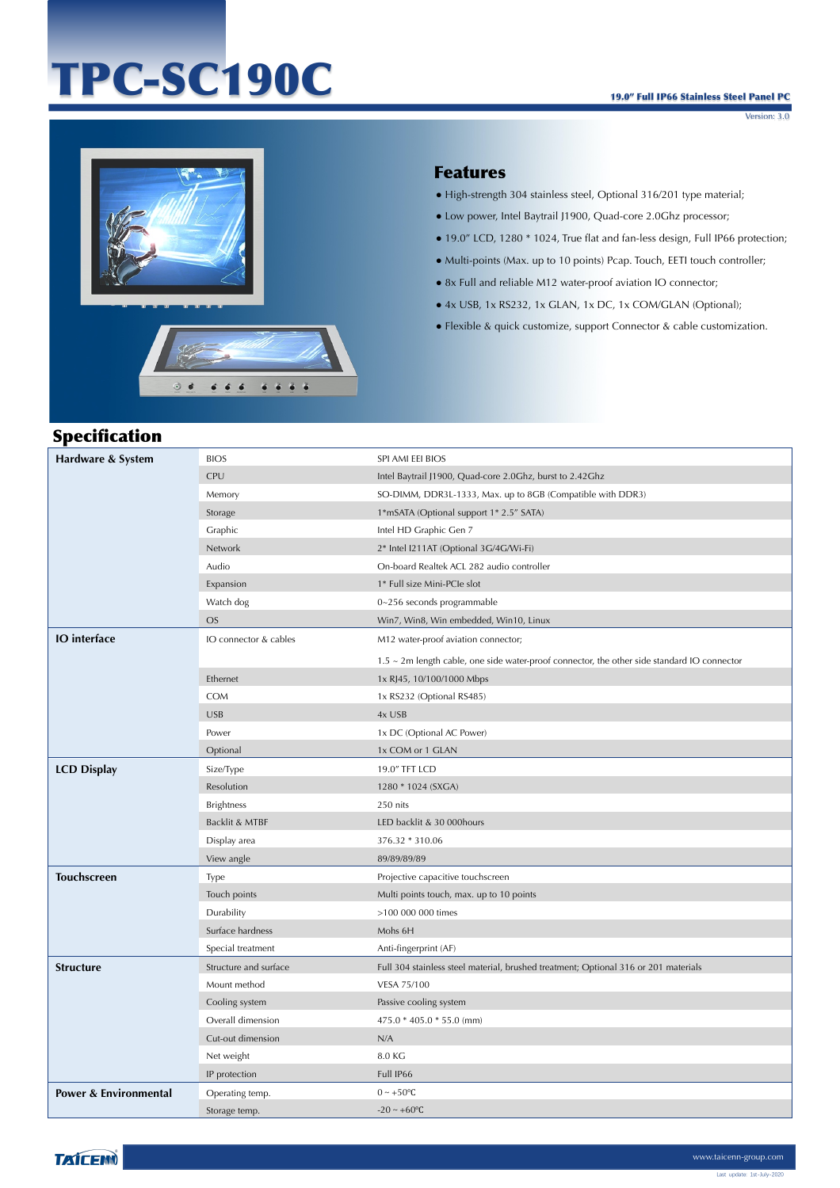# TPC-SC190C

**19.0" Full IP66 Stainless Steel Panel PC**

Version: 3.0

## Features

- High-strength 304 stainless steel, Optional 316/201 type material;
- Low power, Intel Baytrail J1900, Quad-core 2.0Ghz processor;
- 19.0" LCD, 1280 * 1024, True flat and fan-less design, Full IP66 protection;
- Multi-points (Max. up to 10 points) Pcap. Touch, EETI touch controller;
- 8x Full and reliable M12 water-proof aviation IO connector;
- 4x USB, 1x RS232, 1x GLAN, 1x DC, 1x COM/GLAN (Optional);
- Flexible & quick customize, support Connector & cable customization.

## Specification

| | | |
|---|---|---|
| **Hardware & System** | BIOS | SPI AMI EEI BIOS |
| | CPU | Intel Baytrail J1900, Quad-core 2.0Ghz, burst to 2.42Ghz |
| | Memory | SO-DIMM, DDR3L-1333, Max. up to 8GB (Compatible with DDR3) |
| | Storage | 1*mSATA (Optional support 1* 2.5" SATA) |
| | Graphic | Intel HD Graphic Gen 7 |
| | Network | 2* Intel I211AT (Optional 3G/4G/Wi-Fi) |
| | Audio | On-board Realtek ACL 282 audio controller |
| | Expansion | 1* Full size Mini-PCIe slot |
| | Watch dog | 0~256 seconds programmable |
| | OS | Win7, Win8, Win embedded, Win10, Linux |
| **IO interface** | IO connector & cables | M12 water-proof aviation connector; |
| | | 1.5 ~ 2m length cable, one side water-proof connector, the other side standard IO connector |
| | Ethernet | 1x RJ45, 10/100/1000 Mbps |
| | COM | 1x RS232 (Optional RS485) |
| | USB | 4x USB |
| | Power | 1x DC (Optional AC Power) |
| | Optional | 1x COM or 1 GLAN |
| **LCD Display** | Size/Type | 19.0" TFT LCD |
| | Resolution | 1280 * 1024 (SXGA) |
| | Brightness | 250 nits |
| | Backlit & MTBF | LED backlit & 30 000hours |
| | Display area | 376.32 * 310.06 |
| | View angle | 89/89/89/89 |
| **Touchscreen** | Type | Projective capacitive touchscreen |
| | Touch points | Multi points touch, max. up to 10 points |
| | Durability | >100 000 000 times |
| | Surface hardness | Mohs 6H |
| | Special treatment | Anti-fingerprint (AF) |
| **Structure** | Structure and surface | Full 304 stainless steel material, brushed treatment; Optional 316 or 201 materials |
| | Mount method | VESA 75/100 |
| | Cooling system | Passive cooling system |
| | Overall dimension | 475.0 * 405.0 * 55.0 (mm) |
| | Cut-out dimension | N/A |
| | Net weight | 8.0 KG |
| | IP protection | Full IP66 |
| **Power & Environmental** | Operating temp. | 0 ~ +50℃ |
| | Storage temp. | -20 ~ +60℃ |

TAICENN

www.taicenn-group.com

Last update: 1st-July-2020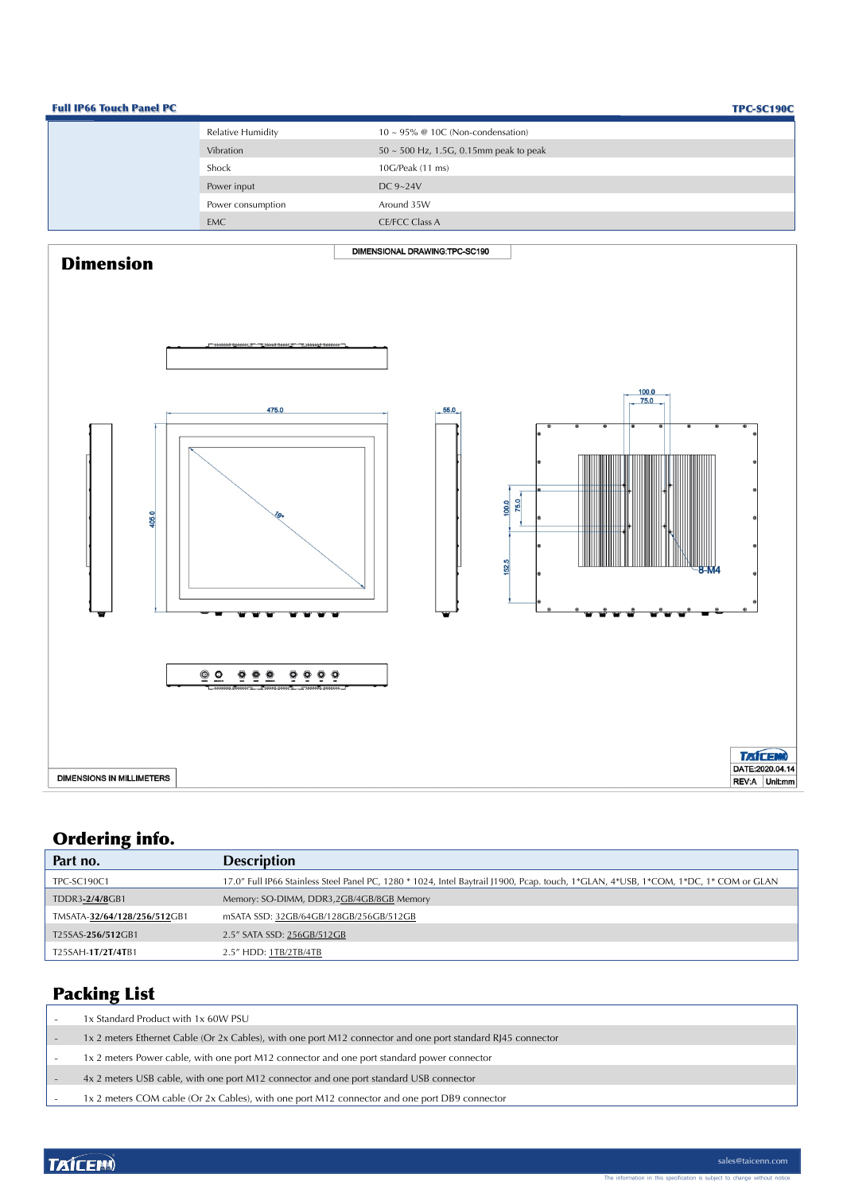| | |
|---|---|
| Relative Humidity | 10 ~ 95% @ 10C (Non-condensation) |
| Vibration | 50 ~ 500 Hz, 1.5G, 0.15mm peak to peak |
| Shock | 10G/Peak (11 ms) |
| Power input | DC 9~24V |
| Power consumption | Around 35W |
| EMC | CE/FCC Class A |

## Dimension

DIMENSIONAL DRAWING:TPC-SC190

475.0

55.0

405.0

19"

100.0

75.0

100.0

75.0

152.5

8-M4

DIMENSIONS IN MILLIMETERS

TAICENN

DATE:2020.04.14

REV:A Unit:mm

## Ordering info.

| Part no. | Description |
|---|---|
| TPC-SC190C1 | 17.0" Full IP66 Stainless Steel Panel PC, 1280 * 1024, Intel Baytrail J1900, Pcap. touch, 1*GLAN, 4*USB, 1*COM, 1*DC, 1* COM or GLAN |
| TDDR3-**2/4/8**GB1 | Memory: SO-DIMM, DDR3,2GB/4GB/8GB Memory |
| TMSATA-**32/64/128/256/512**GB1 | mSATA SSD: 32GB/64GB/128GB/256GB/512GB |
| T25SAS-**256/512**GB1 | 2.5" SATA SSD: 256GB/512GB |
| T25SAH-**1T/2T/4T**B1 | 2.5" HDD: 1TB/2TB/4TB |

## Packing List

- 1x Standard Product with 1x 60W PSU
- 1x 2 meters Ethernet Cable (Or 2x Cables), with one port M12 connector and one port standard RJ45 connector
- 1x 2 meters Power cable, with one port M12 connector and one port standard power connector
- 4x 2 meters USB cable, with one port M12 connector and one port standard USB connector
- 1x 2 meters COM cable (Or 2x Cables), with one port M12 connector and one port DB9 connector